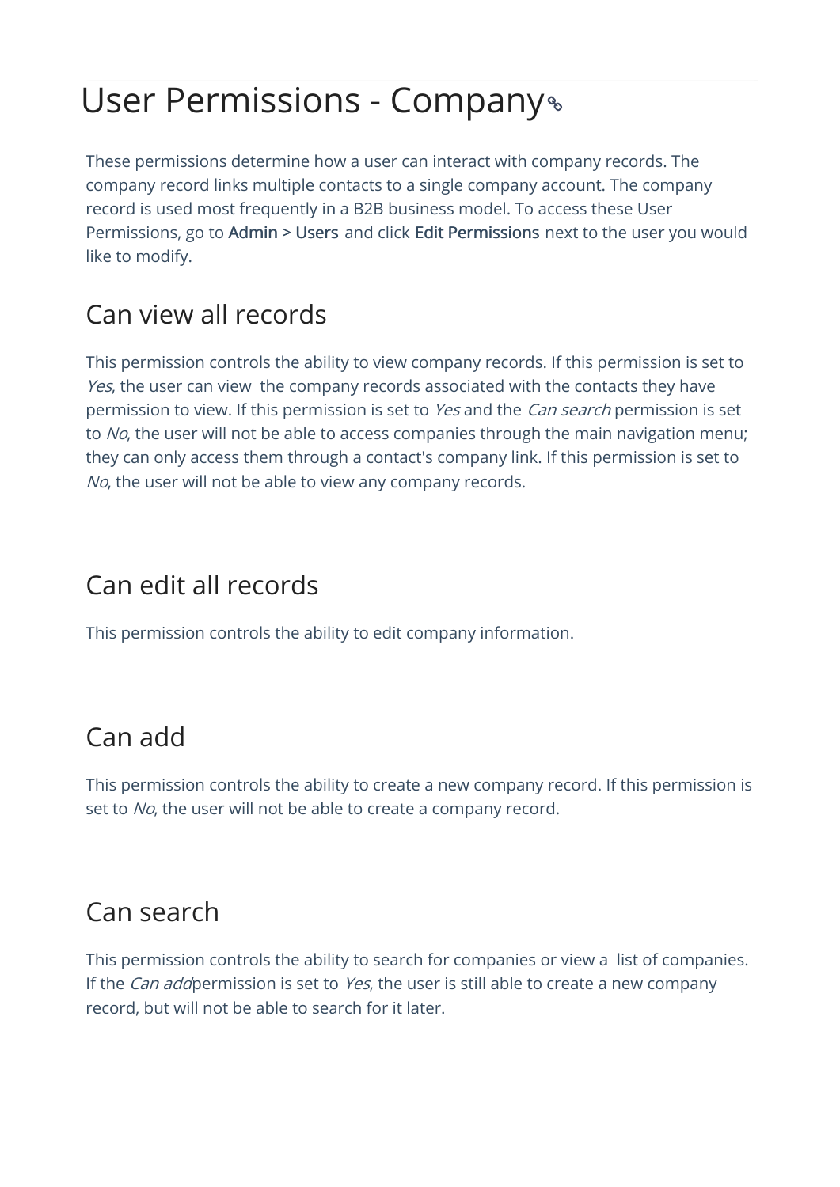# User Permissions - Company

These permissions determine how a user can interact with company records. The company record links multiple contacts to a single company account. The company record is used most frequently in a B2B business model. To access these User Permissions, go to **Admin > Users** and click **Edit Permissions** next to the user you would like to modify.

## Can view all records

This permission controls the ability to view company records. If this permission is set to *Yes*, the user can view the company records associated with the contacts they have permission to view. If this permission is set to *Yes* and the *Can search* permission is set to *No*, the user will not be able to access companies through the main navigation menu; they can only access them through a contact's company link. If this permission is set to *No*, the user will not be able to view any company records.

## Can edit all records

This permission controls the ability to edit company information.

## Can add

This permission controls the ability to create a new company record. If this permission is set to *No*, the user will not be able to create a company record.

## Can search

This permission controls the ability to search for companies or view a list of companies. If the *Can add*permission is set to *Yes*, the user is still able to create a new company record, but will not be able to search for it later.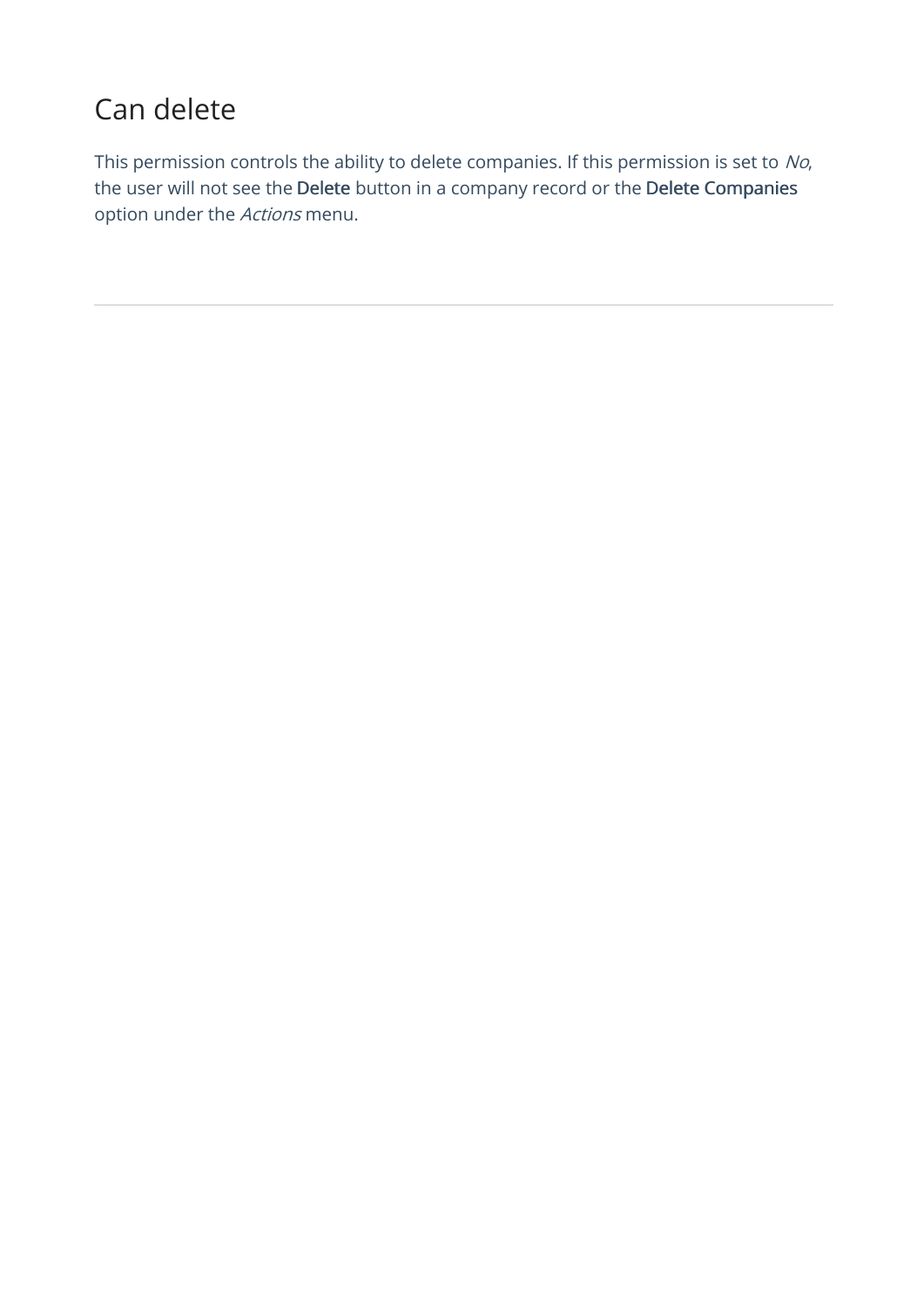## Can delete

This permission controls the ability to delete companies. If this permission is set to *No*, the user will not see the **Delete** button in a company record or the **Delete Companies** option under the *Actions* menu.

---